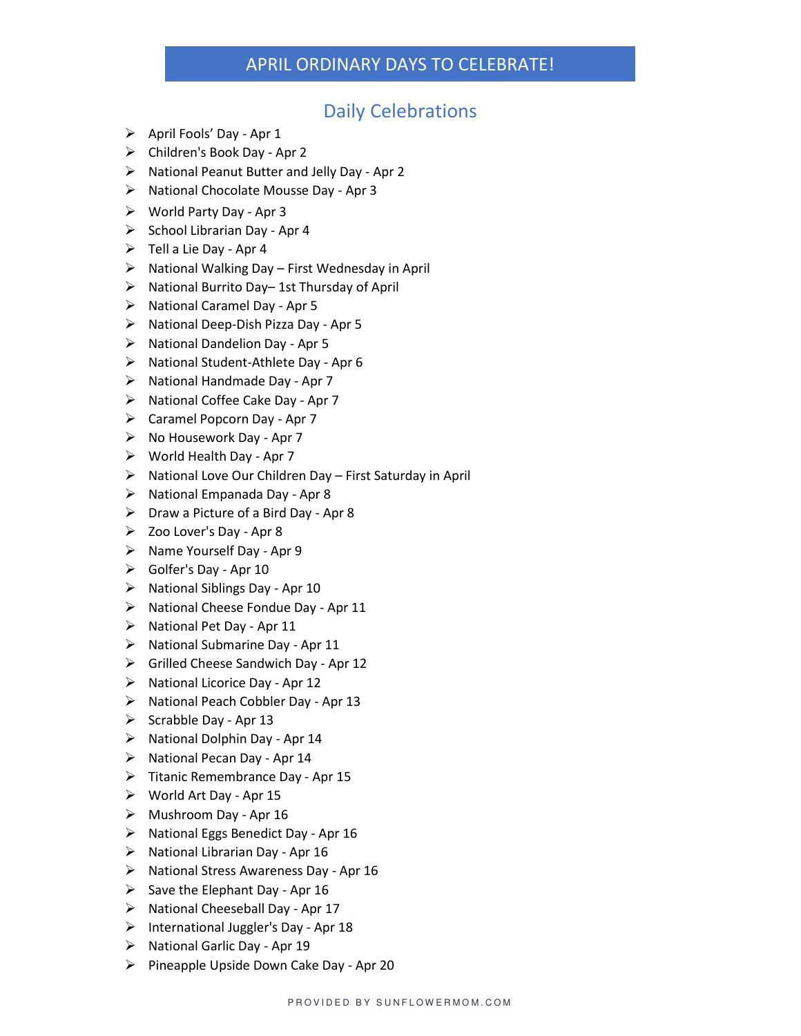# APRIL ORDINARY DAYS TO CELEBRATE!

## Daily Celebrations

- April Fools' Day - Apr 1
- Children's Book Day - Apr 2
- National Peanut Butter and Jelly Day - Apr 2
- National Chocolate Mousse Day - Apr 3
- World Party Day - Apr 3
- School Librarian Day - Apr 4
- Tell a Lie Day - Apr 4
- National Walking Day – First Wednesday in April
- National Burrito Day– 1st Thursday of April
- National Caramel Day - Apr 5
- National Deep-Dish Pizza Day - Apr 5
- National Dandelion Day - Apr 5
- National Student-Athlete Day - Apr 6
- National Handmade Day - Apr 7
- National Coffee Cake Day - Apr 7
- Caramel Popcorn Day - Apr 7
- No Housework Day - Apr 7
- World Health Day - Apr 7
- National Love Our Children Day – First Saturday in April
- National Empanada Day - Apr 8
- Draw a Picture of a Bird Day - Apr 8
- Zoo Lover's Day - Apr 8
- Name Yourself Day - Apr 9
- Golfer's Day - Apr 10
- National Siblings Day - Apr 10
- National Cheese Fondue Day - Apr 11
- National Pet Day - Apr 11
- National Submarine Day - Apr 11
- Grilled Cheese Sandwich Day - Apr 12
- National Licorice Day - Apr 12
- National Peach Cobbler Day - Apr 13
- Scrabble Day - Apr 13
- National Dolphin Day - Apr 14
- National Pecan Day - Apr 14
- Titanic Remembrance Day - Apr 15
- World Art Day - Apr 15
- Mushroom Day - Apr 16
- National Eggs Benedict Day - Apr 16
- National Librarian Day - Apr 16
- National Stress Awareness Day - Apr 16
- Save the Elephant Day - Apr 16
- National Cheeseball Day - Apr 17
- International Juggler's Day - Apr 18
- National Garlic Day - Apr 19
- Pineapple Upside Down Cake Day - Apr 20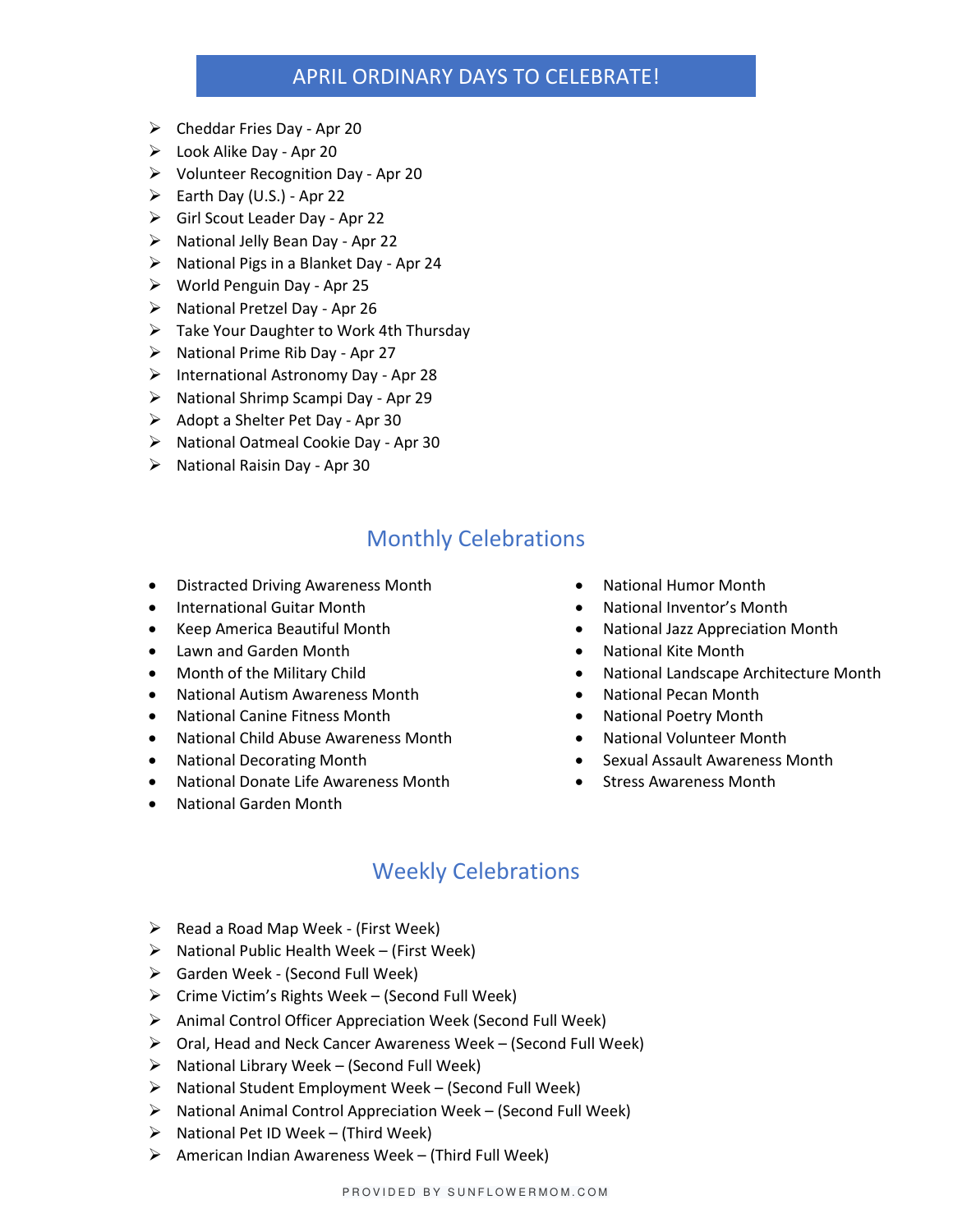## APRIL ORDINARY DAYS TO CELEBRATE!

- Cheddar Fries Day - Apr 20
- Look Alike Day - Apr 20
- Volunteer Recognition Day - Apr 20
- Earth Day (U.S.) - Apr 22
- Girl Scout Leader Day - Apr 22
- National Jelly Bean Day - Apr 22
- National Pigs in a Blanket Day - Apr 24
- World Penguin Day - Apr 25
- National Pretzel Day - Apr 26
- Take Your Daughter to Work 4th Thursday
- National Prime Rib Day - Apr 27
- International Astronomy Day - Apr 28
- National Shrimp Scampi Day - Apr 29
- Adopt a Shelter Pet Day - Apr 30
- National Oatmeal Cookie Day - Apr 30
- National Raisin Day - Apr 30

## Monthly Celebrations

- Distracted Driving Awareness Month
- International Guitar Month
- Keep America Beautiful Month
- Lawn and Garden Month
- Month of the Military Child
- National Autism Awareness Month
- National Canine Fitness Month
- National Child Abuse Awareness Month
- National Decorating Month
- National Donate Life Awareness Month
- National Garden Month
- National Humor Month
- National Inventor's Month
- National Jazz Appreciation Month
- National Kite Month
- National Landscape Architecture Month
- National Pecan Month
- National Poetry Month
- National Volunteer Month
- Sexual Assault Awareness Month
- Stress Awareness Month

## Weekly Celebrations

- Read a Road Map Week - (First Week)
- National Public Health Week – (First Week)
- Garden Week - (Second Full Week)
- Crime Victim's Rights Week – (Second Full Week)
- Animal Control Officer Appreciation Week (Second Full Week)
- Oral, Head and Neck Cancer Awareness Week – (Second Full Week)
- National Library Week – (Second Full Week)
- National Student Employment Week – (Second Full Week)
- National Animal Control Appreciation Week – (Second Full Week)
- National Pet ID Week – (Third Week)
- American Indian Awareness Week – (Third Full Week)

PROVIDED BY SUNFLOWERMOM.COM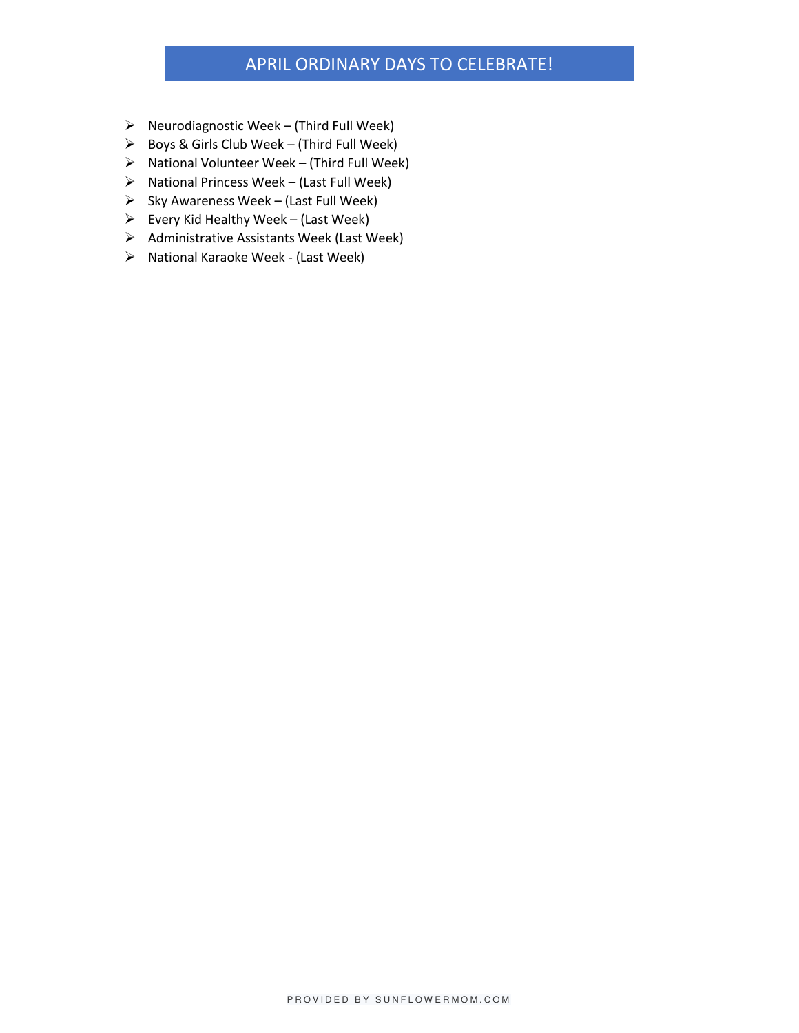## APRIL ORDINARY DAYS TO CELEBRATE!

- Neurodiagnostic Week – (Third Full Week)
- Boys & Girls Club Week – (Third Full Week)
- National Volunteer Week – (Third Full Week)
- National Princess Week – (Last Full Week)
- Sky Awareness Week – (Last Full Week)
- Every Kid Healthy Week – (Last Week)
- Administrative Assistants Week (Last Week)
- National Karaoke Week - (Last Week)